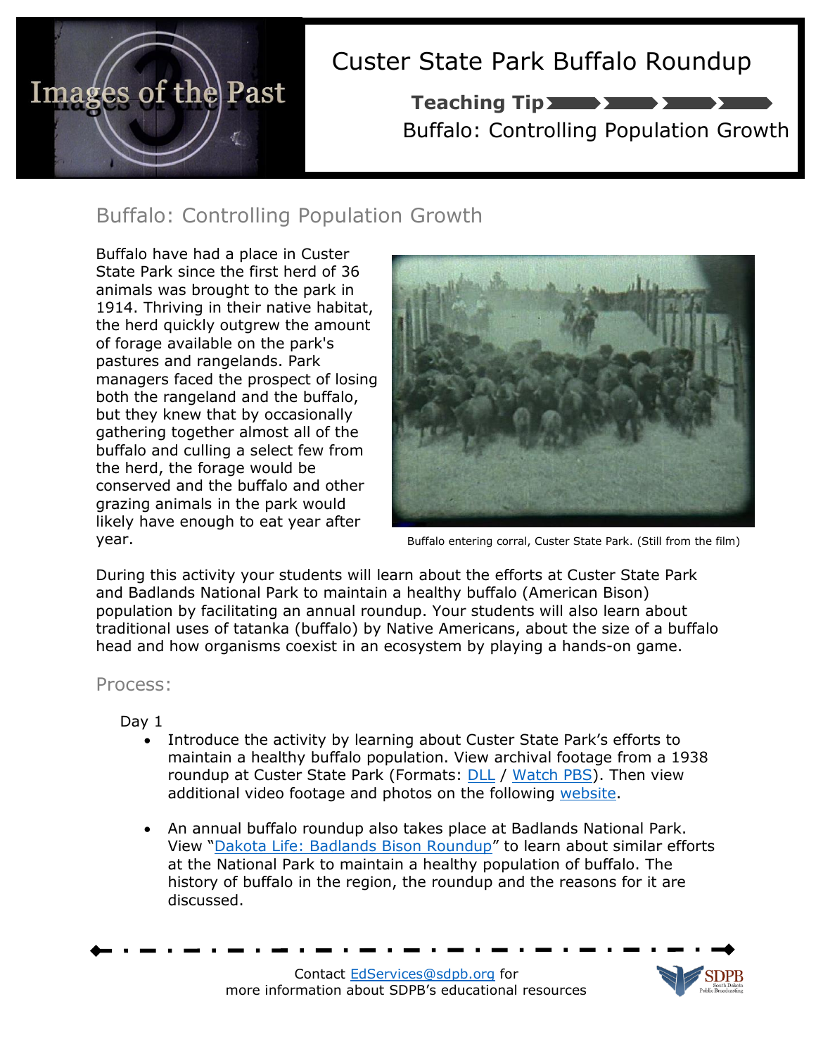# Custer State Park Buffalo Roundup

**Teaching Tip**

Buffalo: Controlling Population Growth

## Buffalo: Controlling Population Growth

Buffalo have had a place in Custer State Park since the first herd of 36 animals was brought to the park in 1914. Thriving in their native habitat, the herd quickly outgrew the amount of forage available on the park's pastures and rangelands. Park managers faced the prospect of losing both the rangeland and the buffalo, but they knew that by occasionally gathering together almost all of the buffalo and culling a select few from the herd, the forage would be conserved and the buffalo and other grazing animals in the park would likely have enough to eat year after year.

Buffalo entering corral, Custer State Park. (Still from the film)

During this activity your students will learn about the efforts at Custer State Park and Badlands National Park to maintain a healthy buffalo (American Bison) population by facilitating an annual roundup. Your students will also learn about traditional uses of tatanka (buffalo) by Native Americans, about the size of a buffalo head and how organisms coexist in an ecosystem by playing a hands-on game.

## Process:

Day 1

- Introduce the activity by learning about Custer State Park's efforts to maintain a healthy buffalo population. View archival footage from a 1938 roundup at Custer State Park (Formats: DLL / Watch PBS). Then view additional video footage and photos on the following website.

- An annual buffalo roundup also takes place at Badlands National Park. View "Dakota Life: Badlands Bison Roundup" to learn about similar efforts at the National Park to maintain a healthy population of buffalo. The history of buffalo in the region, the roundup and the reasons for it are discussed.

Contact EdServices@sdpb.org for more information about SDPB's educational resources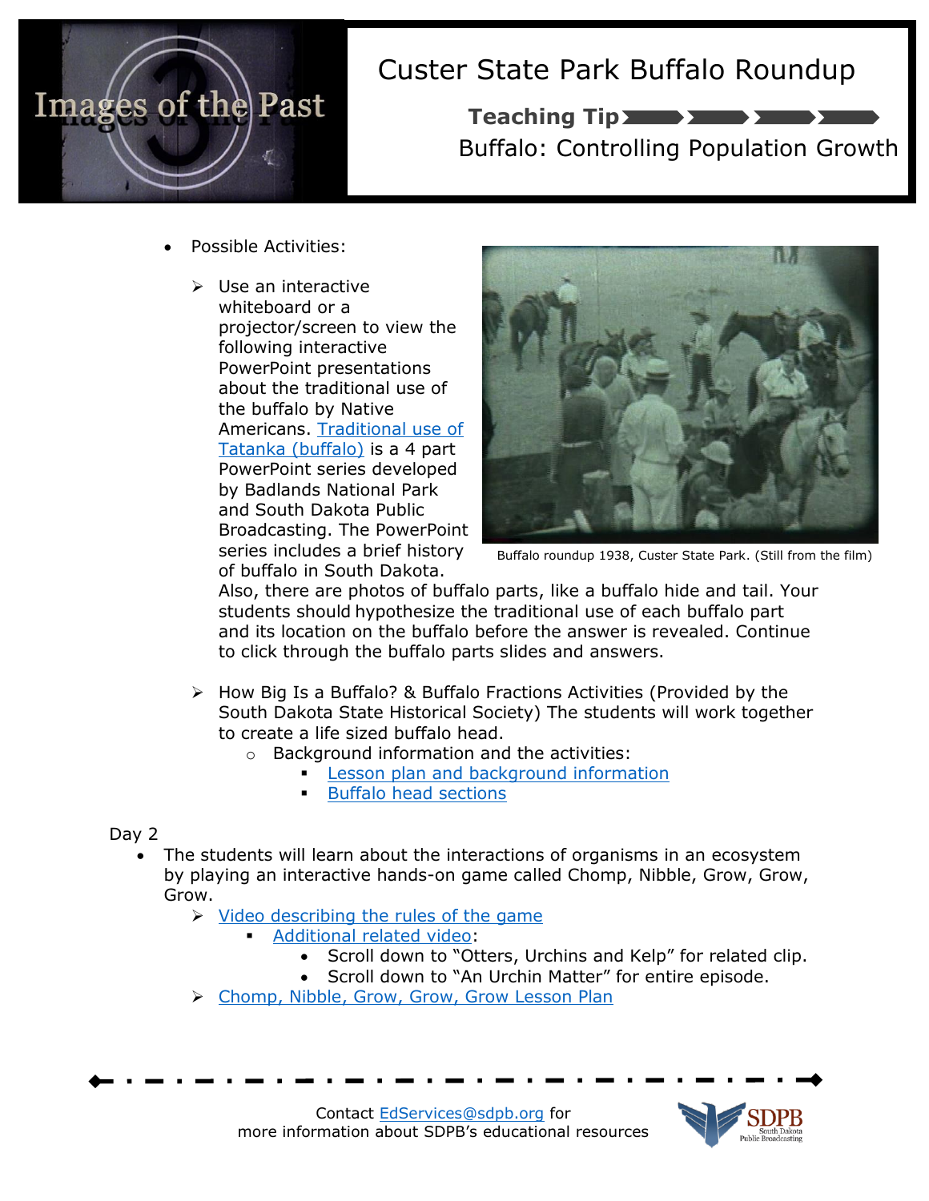# Custer State Park Buffalo Roundup

**Teaching Tip**

Buffalo: Controlling Population Growth

- Possible Activities:
  - Use an interactive whiteboard or a projector/screen to view the following interactive PowerPoint presentations about the traditional use of the buffalo by Native Americans. [Traditional use of Tatanka (buffalo)]() is a 4 part PowerPoint series developed by Badlands National Park and South Dakota Public Broadcasting. The PowerPoint series includes a brief history of buffalo in South Dakota. Also, there are photos of buffalo parts, like a buffalo hide and tail. Your students should hypothesize the traditional use of each buffalo part and its location on the buffalo before the answer is revealed. Continue to click through the buffalo parts slides and answers.

Buffalo roundup 1938, Custer State Park. (Still from the film)

  - How Big Is a Buffalo? & Buffalo Fractions Activities (Provided by the South Dakota State Historical Society) The students will work together to create a life sized buffalo head.
    - Background information and the activities:
      - [Lesson plan and background information]()
      - [Buffalo head sections]()

Day 2

- The students will learn about the interactions of organisms in an ecosystem by playing an interactive hands-on game called Chomp, Nibble, Grow, Grow, Grow.
  - [Video describing the rules of the game]()
    - [Additional related video]():
      - Scroll down to "Otters, Urchins and Kelp" for related clip.
      - Scroll down to "An Urchin Matter" for entire episode.
  - [Chomp, Nibble, Grow, Grow, Grow Lesson Plan]()

Contact [EdServices@sdpb.org](mailto:EdServices@sdpb.org) for more information about SDPB's educational resources